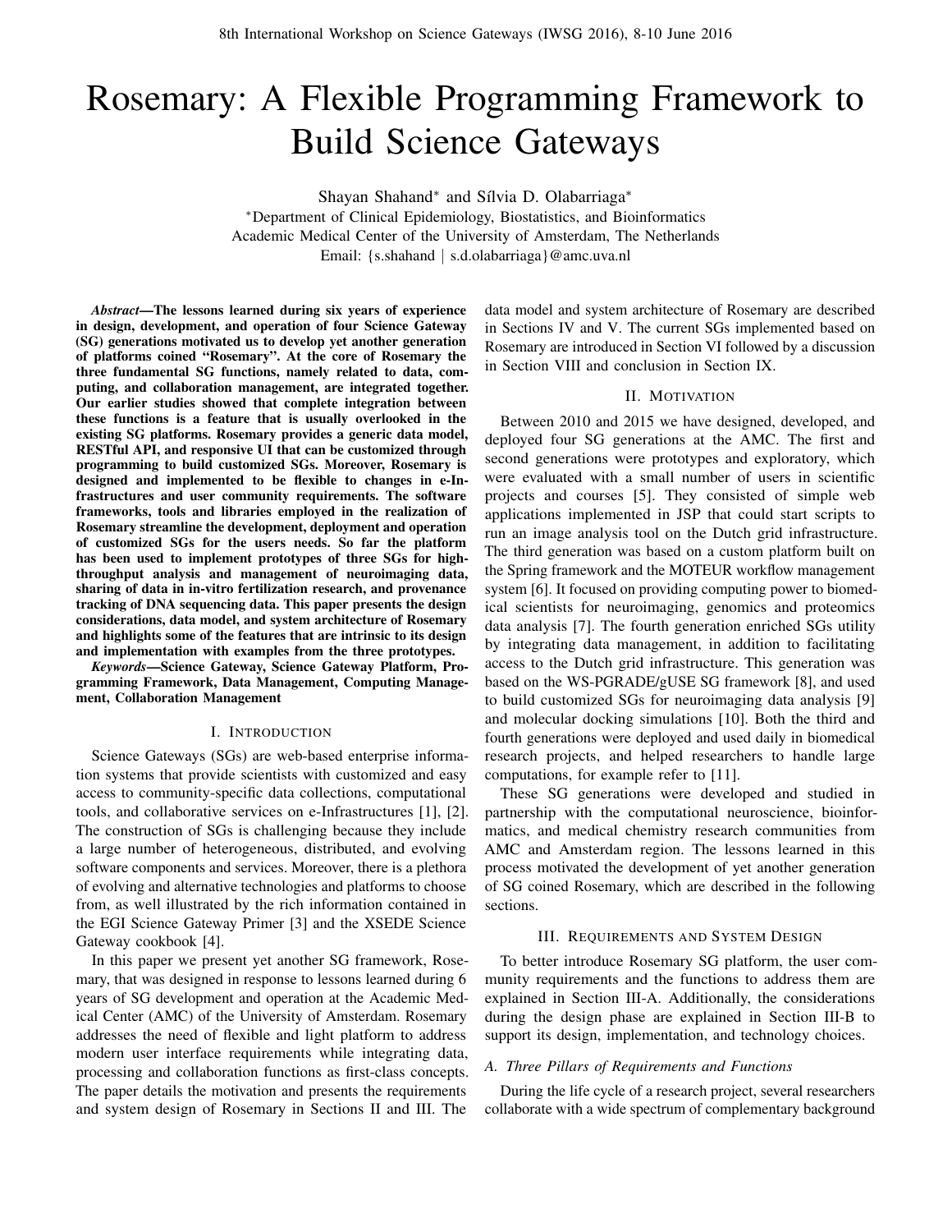# Rosemary: A Flexible Programming Framework to Build Science Gateways

Shayan Shahand* and Sílvia D. Olabarriaga*

*Department of Clinical Epidemiology, Biostatistics, and Bioinformatics
Academic Medical Center of the University of Amsterdam, The Netherlands
Email: {s.shahand | s.d.olabarriaga}@amc.uva.nl

***Abstract*—The lessons learned during six years of experience in design, development, and operation of four Science Gateway (SG) generations motivated us to develop yet another generation of platforms coined "Rosemary". At the core of Rosemary the three fundamental SG functions, namely related to data, computing, and collaboration management, are integrated together. Our earlier studies showed that complete integration between these functions is a feature that is usually overlooked in the existing SG platforms. Rosemary provides a generic data model, RESTful API, and responsive UI that can be customized through programming to build customized SGs. Moreover, Rosemary is designed and implemented to be flexible to changes in e-Infrastructures and user community requirements. The software frameworks, tools and libraries employed in the realization of Rosemary streamline the development, deployment and operation of customized SGs for the users needs. So far the platform has been used to implement prototypes of three SGs for high-throughput analysis and management of neuroimaging data, sharing of data in in-vitro fertilization research, and provenance tracking of DNA sequencing data. This paper presents the design considerations, data model, and system architecture of Rosemary and highlights some of the features that are intrinsic to its design and implementation with examples from the three prototypes.**

***Keywords*—Science Gateway, Science Gateway Platform, Programming Framework, Data Management, Computing Management, Collaboration Management**

## I. Introduction

Science Gateways (SGs) are web-based enterprise information systems that provide scientists with customized and easy access to community-specific data collections, computational tools, and collaborative services on e-Infrastructures [1], [2]. The construction of SGs is challenging because they include a large number of heterogeneous, distributed, and evolving software components and services. Moreover, there is a plethora of evolving and alternative technologies and platforms to choose from, as well illustrated by the rich information contained in the EGI Science Gateway Primer [3] and the XSEDE Science Gateway cookbook [4].

In this paper we present yet another SG framework, Rosemary, that was designed in response to lessons learned during 6 years of SG development and operation at the Academic Medical Center (AMC) of the University of Amsterdam. Rosemary addresses the need of flexible and light platform to address modern user interface requirements while integrating data, processing and collaboration functions as first-class concepts. The paper details the motivation and presents the requirements and system design of Rosemary in Sections II and III. The data model and system architecture of Rosemary are described in Sections IV and V. The current SGs implemented based on Rosemary are introduced in Section VI followed by a discussion in Section VIII and conclusion in Section IX.

## II. Motivation

Between 2010 and 2015 we have designed, developed, and deployed four SG generations at the AMC. The first and second generations were prototypes and exploratory, which were evaluated with a small number of users in scientific projects and courses [5]. They consisted of simple web applications implemented in JSP that could start scripts to run an image analysis tool on the Dutch grid infrastructure. The third generation was based on a custom platform built on the Spring framework and the MOTEUR workflow management system [6]. It focused on providing computing power to biomedical scientists for neuroimaging, genomics and proteomics data analysis [7]. The fourth generation enriched SGs utility by integrating data management, in addition to facilitating access to the Dutch grid infrastructure. This generation was based on the WS-PGRADE/gUSE SG framework [8], and used to build customized SGs for neuroimaging data analysis [9] and molecular docking simulations [10]. Both the third and fourth generations were deployed and used daily in biomedical research projects, and helped researchers to handle large computations, for example refer to [11].

These SG generations were developed and studied in partnership with the computational neuroscience, bioinformatics, and medical chemistry research communities from AMC and Amsterdam region. The lessons learned in this process motivated the development of yet another generation of SG coined Rosemary, which are described in the following sections.

## III. Requirements and System Design

To better introduce Rosemary SG platform, the user community requirements and the functions to address them are explained in Section III-A. Additionally, the considerations during the design phase are explained in Section III-B to support its design, implementation, and technology choices.

### *A. Three Pillars of Requirements and Functions*

During the life cycle of a research project, several researchers collaborate with a wide spectrum of complementary background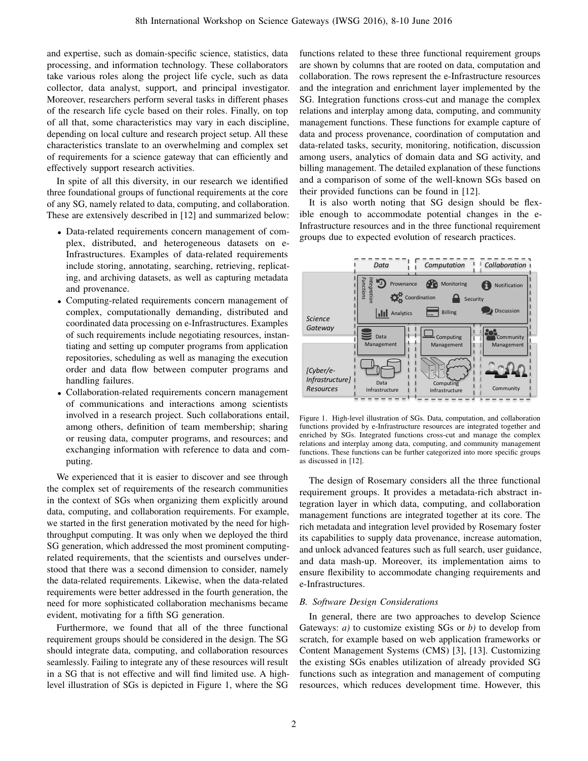and expertise, such as domain-specific science, statistics, data processing, and information technology. These collaborators take various roles along the project life cycle, such as data collector, data analyst, support, and principal investigator. Moreover, researchers perform several tasks in different phases of the research life cycle based on their roles. Finally, on top of all that, some characteristics may vary in each discipline, depending on local culture and research project setup. All these characteristics translate to an overwhelming and complex set of requirements for a science gateway that can efficiently and effectively support research activities.

In spite of all this diversity, in our research we identified three foundational groups of functional requirements at the core of any SG, namely related to data, computing, and collaboration. These are extensively described in [12] and summarized below:

- Data-related requirements concern management of complex, distributed, and heterogeneous datasets on e-Infrastructures. Examples of data-related requirements include storing, annotating, searching, retrieving, replicating, and archiving datasets, as well as capturing metadata and provenance.
- Computing-related requirements concern management of complex, computationally demanding, distributed and coordinated data processing on e-Infrastructures. Examples of such requirements include negotiating resources, instantiating and setting up computer programs from application repositories, scheduling as well as managing the execution order and data flow between computer programs and handling failures.
- Collaboration-related requirements concern management of communications and interactions among scientists involved in a research project. Such collaborations entail, among others, definition of team membership; sharing or reusing data, computer programs, and resources; and exchanging information with reference to data and computing.

We experienced that it is easier to discover and see through the complex set of requirements of the research communities in the context of SGs when organizing them explicitly around data, computing, and collaboration requirements. For example, we started in the first generation motivated by the need for high-throughput computing. It was only when we deployed the third SG generation, which addressed the most prominent computing-related requirements, that the scientists and ourselves understood that there was a second dimension to consider, namely the data-related requirements. Likewise, when the data-related requirements were better addressed in the fourth generation, the need for more sophisticated collaboration mechanisms became evident, motivating for a fifth SG generation.

Furthermore, we found that all of the three functional requirement groups should be considered in the design. The SG should integrate data, computing, and collaboration resources seamlessly. Failing to integrate any of these resources will result in a SG that is not effective and will find limited use. A high-level illustration of SGs is depicted in Figure 1, where the SG functions related to these three functional requirement groups are shown by columns that are rooted on data, computation and collaboration. The rows represent the e-Infrastructure resources and the integration and enrichment layer implemented by the SG. Integration functions cross-cut and manage the complex relations and interplay among data, computing, and community management functions. These functions for example capture of data and process provenance, coordination of computation and data-related tasks, security, monitoring, notification, discussion among users, analytics of domain data and SG activity, and billing management. The detailed explanation of these functions and a comparison of some of the well-known SGs based on their provided functions can be found in [12].

It is also worth noting that SG design should be flexible enough to accommodate potential changes in the e-Infrastructure resources and in the three functional requirement groups due to expected evolution of research practices.

Figure 1. High-level illustration of SGs. Data, computation, and collaboration functions provided by e-Infrastructure resources are integrated together and enriched by SGs. Integrated functions cross-cut and manage the complex relations and interplay among data, computing, and community management functions. These functions can be further categorized into more specific groups as discussed in [12].

The design of Rosemary considers all the three functional requirement groups. It provides a metadata-rich abstract integration layer in which data, computing, and collaboration management functions are integrated together at its core. The rich metadata and integration level provided by Rosemary foster its capabilities to supply data provenance, increase automation, and unlock advanced features such as full search, user guidance, and data mash-up. Moreover, its implementation aims to ensure flexibility to accommodate changing requirements and e-Infrastructures.

### *B. Software Design Considerations*

In general, there are two approaches to develop Science Gateways: *a)* to customize existing SGs or *b)* to develop from scratch, for example based on web application frameworks or Content Management Systems (CMS) [3], [13]. Customizing the existing SGs enables utilization of already provided SG functions such as integration and management of computing resources, which reduces development time. However, this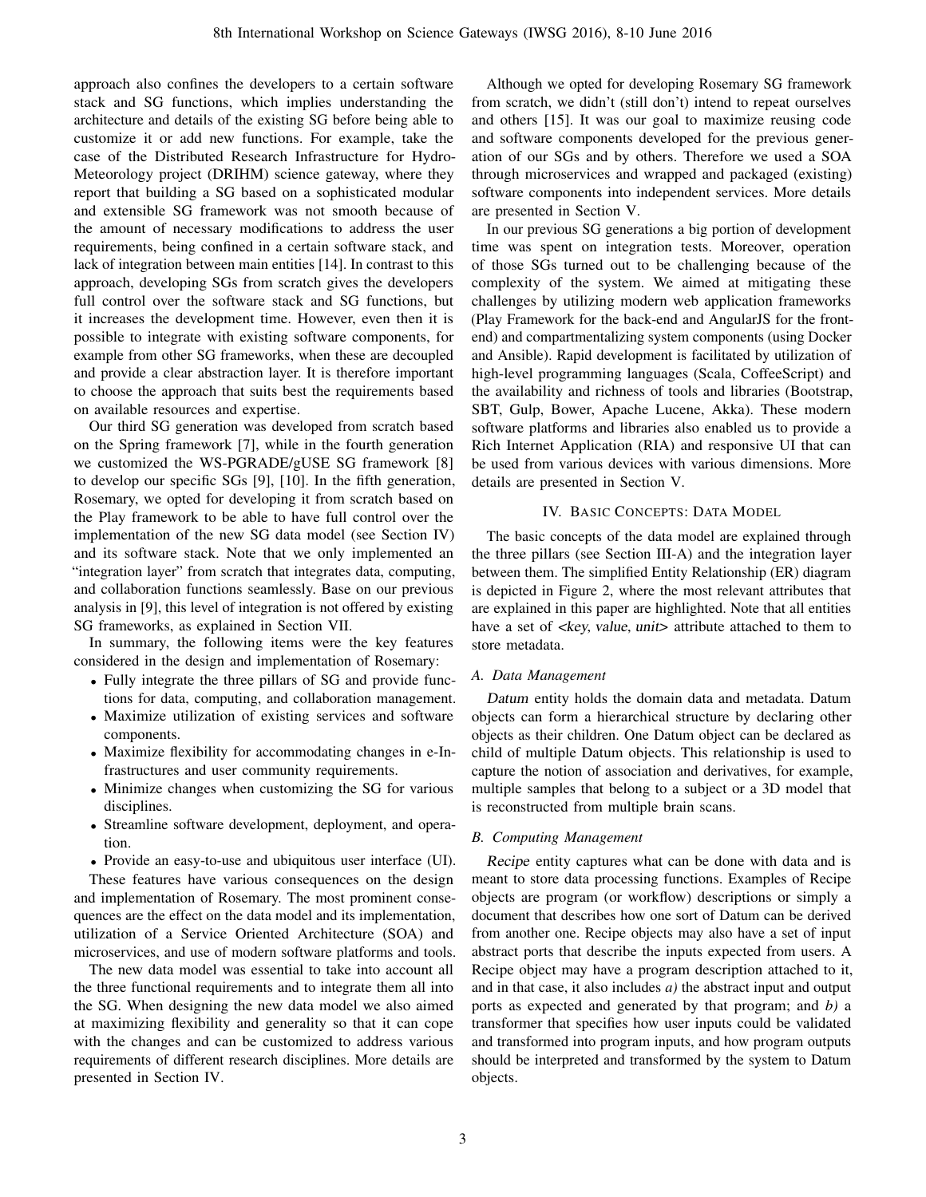approach also confines the developers to a certain software stack and SG functions, which implies understanding the architecture and details of the existing SG before being able to customize it or add new functions. For example, take the case of the Distributed Research Infrastructure for Hydro-Meteorology project (DRIHM) science gateway, where they report that building a SG based on a sophisticated modular and extensible SG framework was not smooth because of the amount of necessary modifications to address the user requirements, being confined in a certain software stack, and lack of integration between main entities [14]. In contrast to this approach, developing SGs from scratch gives the developers full control over the software stack and SG functions, but it increases the development time. However, even then it is possible to integrate with existing software components, for example from other SG frameworks, when these are decoupled and provide a clear abstraction layer. It is therefore important to choose the approach that suits best the requirements based on available resources and expertise.

Our third SG generation was developed from scratch based on the Spring framework [7], while in the fourth generation we customized the WS-PGRADE/gUSE SG framework [8] to develop our specific SGs [9], [10]. In the fifth generation, Rosemary, we opted for developing it from scratch based on the Play framework to be able to have full control over the implementation of the new SG data model (see Section IV) and its software stack. Note that we only implemented an "integration layer" from scratch that integrates data, computing, and collaboration functions seamlessly. Base on our previous analysis in [9], this level of integration is not offered by existing SG frameworks, as explained in Section VII.

In summary, the following items were the key features considered in the design and implementation of Rosemary:

- Fully integrate the three pillars of SG and provide functions for data, computing, and collaboration management.
- Maximize utilization of existing services and software components.
- Maximize flexibility for accommodating changes in e-Infrastructures and user community requirements.
- Minimize changes when customizing the SG for various disciplines.
- Streamline software development, deployment, and operation.
- Provide an easy-to-use and ubiquitous user interface (UI).

These features have various consequences on the design and implementation of Rosemary. The most prominent consequences are the effect on the data model and its implementation, utilization of a Service Oriented Architecture (SOA) and microservices, and use of modern software platforms and tools.

The new data model was essential to take into account all the three functional requirements and to integrate them all into the SG. When designing the new data model we also aimed at maximizing flexibility and generality so that it can cope with the changes and can be customized to address various requirements of different research disciplines. More details are presented in Section IV.

Although we opted for developing Rosemary SG framework from scratch, we didn't (still don't) intend to repeat ourselves and others [15]. It was our goal to maximize reusing code and software components developed for the previous generation of our SGs and by others. Therefore we used a SOA through microservices and wrapped and packaged (existing) software components into independent services. More details are presented in Section V.

In our previous SG generations a big portion of development time was spent on integration tests. Moreover, operation of those SGs turned out to be challenging because of the complexity of the system. We aimed at mitigating these challenges by utilizing modern web application frameworks (Play Framework for the back-end and AngularJS for the front-end) and compartmentalizing system components (using Docker and Ansible). Rapid development is facilitated by utilization of high-level programming languages (Scala, CoffeeScript) and the availability and richness of tools and libraries (Bootstrap, SBT, Gulp, Bower, Apache Lucene, Akka). These modern software platforms and libraries also enabled us to provide a Rich Internet Application (RIA) and responsive UI that can be used from various devices with various dimensions. More details are presented in Section V.

## IV. Basic Concepts: Data Model

The basic concepts of the data model are explained through the three pillars (see Section III-A) and the integration layer between them. The simplified Entity Relationship (ER) diagram is depicted in Figure 2, where the most relevant attributes that are explained in this paper are highlighted. Note that all entities have a set of *<key, value, unit>* attribute attached to them to store metadata.

### A. Data Management

*Datum* entity holds the domain data and metadata. Datum objects can form a hierarchical structure by declaring other objects as their children. One Datum object can be declared as child of multiple Datum objects. This relationship is used to capture the notion of association and derivatives, for example, multiple samples that belong to a subject or a 3D model that is reconstructed from multiple brain scans.

### B. Computing Management

*Recipe* entity captures what can be done with data and is meant to store data processing functions. Examples of Recipe objects are program (or workflow) descriptions or simply a document that describes how one sort of Datum can be derived from another one. Recipe objects may also have a set of input abstract ports that describe the inputs expected from users. A Recipe object may have a program description attached to it, and in that case, it also includes *a)* the abstract input and output ports as expected and generated by that program; and *b)* a transformer that specifies how user inputs could be validated and transformed into program inputs, and how program outputs should be interpreted and transformed by the system to Datum objects.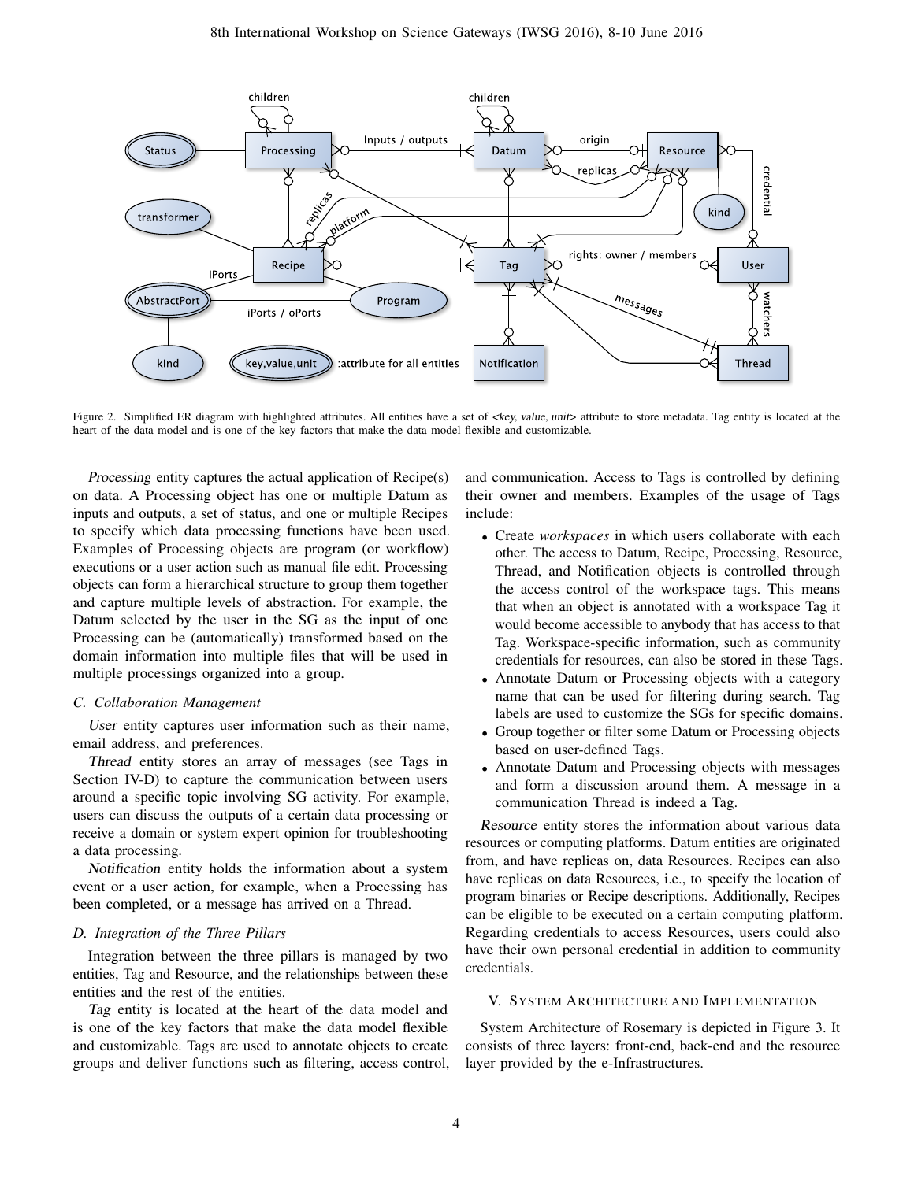Figure 2. Simplified ER diagram with highlighted attributes. All entities have a set of <*key*, *value*, *unit*> attribute to store metadata. Tag entity is located at the heart of the data model and is one of the key factors that make the data model flexible and customizable.

*Processing* entity captures the actual application of Recipe(s) on data. A Processing object has one or multiple Datum as inputs and outputs, a set of status, and one or multiple Recipes to specify which data processing functions have been used. Examples of Processing objects are program (or workflow) executions or a user action such as manual file edit. Processing objects can form a hierarchical structure to group them together and capture multiple levels of abstraction. For example, the Datum selected by the user in the SG as the input of one Processing can be (automatically) transformed based on the domain information into multiple files that will be used in multiple processings organized into a group.

### C. Collaboration Management

*User* entity captures user information such as their name, email address, and preferences.

*Thread* entity stores an array of messages (see Tags in Section IV-D) to capture the communication between users around a specific topic involving SG activity. For example, users can discuss the outputs of a certain data processing or receive a domain or system expert opinion for troubleshooting a data processing.

*Notification* entity holds the information about a system event or a user action, for example, when a Processing has been completed, or a message has arrived on a Thread.

### D. Integration of the Three Pillars

Integration between the three pillars is managed by two entities, Tag and Resource, and the relationships between these entities and the rest of the entities.

*Tag* entity is located at the heart of the data model and is one of the key factors that make the data model flexible and customizable. Tags are used to annotate objects to create groups and deliver functions such as filtering, access control, and communication. Access to Tags is controlled by defining their owner and members. Examples of the usage of Tags include:

- Create *workspaces* in which users collaborate with each other. The access to Datum, Recipe, Processing, Resource, Thread, and Notification objects is controlled through the access control of the workspace tags. This means that when an object is annotated with a workspace Tag it would become accessible to anybody that has access to that Tag. Workspace-specific information, such as community credentials for resources, can also be stored in these Tags.
- Annotate Datum or Processing objects with a category name that can be used for filtering during search. Tag labels are used to customize the SGs for specific domains.
- Group together or filter some Datum or Processing objects based on user-defined Tags.
- Annotate Datum and Processing objects with messages and form a discussion around them. A message in a communication Thread is indeed a Tag.

*Resource* entity stores the information about various data resources or computing platforms. Datum entities are originated from, and have replicas on, data Resources. Recipes can also have replicas on data Resources, i.e., to specify the location of program binaries or Recipe descriptions. Additionally, Recipes can be eligible to be executed on a certain computing platform. Regarding credentials to access Resources, users could also have their own personal credential in addition to community credentials.

## V. System Architecture and Implementation

System Architecture of Rosemary is depicted in Figure 3. It consists of three layers: front-end, back-end and the resource layer provided by the e-Infrastructures.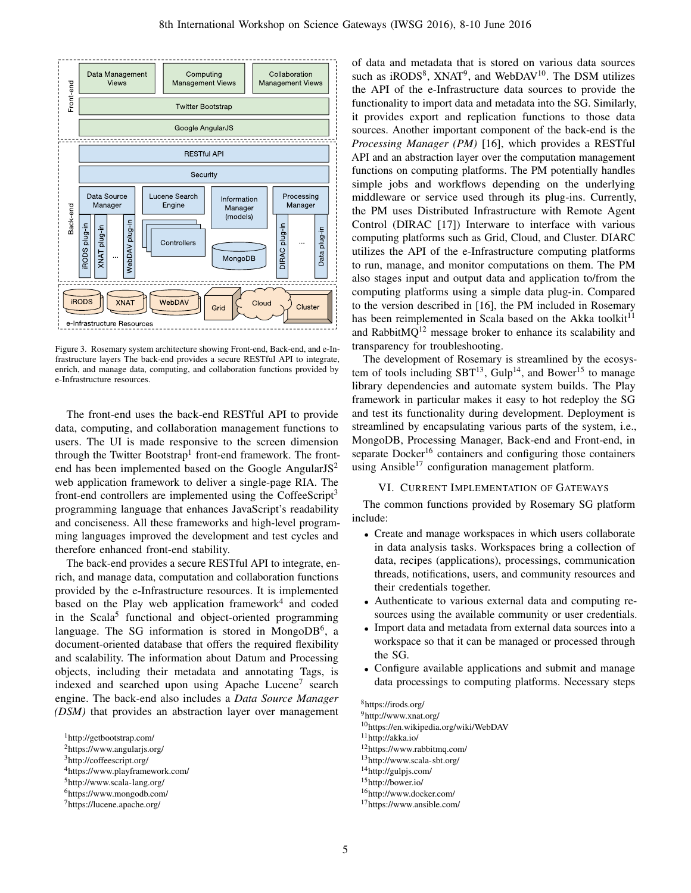Figure 3. Rosemary system architecture showing Front-end, Back-end, and e-Infrastructure layers The back-end provides a secure RESTful API to integrate, enrich, and manage data, computing, and collaboration functions provided by e-Infrastructure resources.

The front-end uses the back-end RESTful API to provide data, computing, and collaboration management functions to users. The UI is made responsive to the screen dimension through the Twitter Bootstrap[1] front-end framework. The front-end has been implemented based on the Google AngularJS[2] web application framework to deliver a single-page RIA. The front-end controllers are implemented using the CoffeeScript[3] programming language that enhances JavaScript's readability and conciseness. All these frameworks and high-level programming languages improved the development and test cycles and therefore enhanced front-end stability.

The back-end provides a secure RESTful API to integrate, enrich, and manage data, computation and collaboration functions provided by the e-Infrastructure resources. It is implemented based on the Play web application framework[4] and coded in the Scala[5] functional and object-oriented programming language. The SG information is stored in MongoDB[6], a document-oriented database that offers the required flexibility and scalability. The information about Datum and Processing objects, including their metadata and annotating Tags, is indexed and searched upon using Apache Lucene[7] search engine. The back-end also includes a *Data Source Manager (DSM)* that provides an abstraction layer over management of data and metadata that is stored on various data sources such as iRODS[8], XNAT[9], and WebDAV[10]. The DSM utilizes the API of the e-Infrastructure data sources to provide the functionality to import data and metadata into the SG. Similarly, it provides export and replication functions to those data sources. Another important component of the back-end is the *Processing Manager (PM)* [16], which provides a RESTful API and an abstraction layer over the computation management functions on computing platforms. The PM potentially handles simple jobs and workflows depending on the underlying middleware or service used through its plug-ins. Currently, the PM uses Distributed Infrastructure with Remote Agent Control (DIRAC [17]) Interware to interface with various computing platforms such as Grid, Cloud, and Cluster. DIARC utilizes the API of the e-Infrastructure computing platforms to run, manage, and monitor computations on them. The PM also stages input and output data and application to/from the computing platforms using a simple data plug-in. Compared to the version described in [16], the PM included in Rosemary has been reimplemented in Scala based on the Akka toolkit[11] and RabbitMQ[12] message broker to enhance its scalability and transparency for troubleshooting.

The development of Rosemary is streamlined by the ecosystem of tools including SBT[13], Gulp[14], and Bower[15] to manage library dependencies and automate system builds. The Play framework in particular makes it easy to hot redeploy the SG and test its functionality during development. Deployment is streamlined by encapsulating various parts of the system, i.e., MongoDB, Processing Manager, Back-end and Front-end, in separate Docker[16] containers and configuring those containers using Ansible[17] configuration management platform.

## VI. Current Implementation of Gateways

The common functions provided by Rosemary SG platform include:

- Create and manage workspaces in which users collaborate in data analysis tasks. Workspaces bring a collection of data, recipes (applications), processings, communication threads, notifications, users, and community resources and their credentials together.
- Authenticate to various external data and computing resources using the available community or user credentials.
- Import data and metadata from external data sources into a workspace so that it can be managed or processed through the SG.
- Configure available applications and submit and manage data processings to computing platforms. Necessary steps

[1]http://getbootstrap.com/
[2]https://www.angularjs.org/
[3]http://coffeescript.org/
[4]https://www.playframework.com/
[5]http://www.scala-lang.org/
[6]https://www.mongodb.com/
[7]https://lucene.apache.org/
[8]https://irods.org/
[9]http://www.xnat.org/
[10]https://en.wikipedia.org/wiki/WebDAV
[11]http://akka.io/
[12]https://www.rabbitmq.com/
[13]http://www.scala-sbt.org/
[14]http://gulpjs.com/
[15]http://bower.io/
[16]http://www.docker.com/
[17]https://www.ansible.com/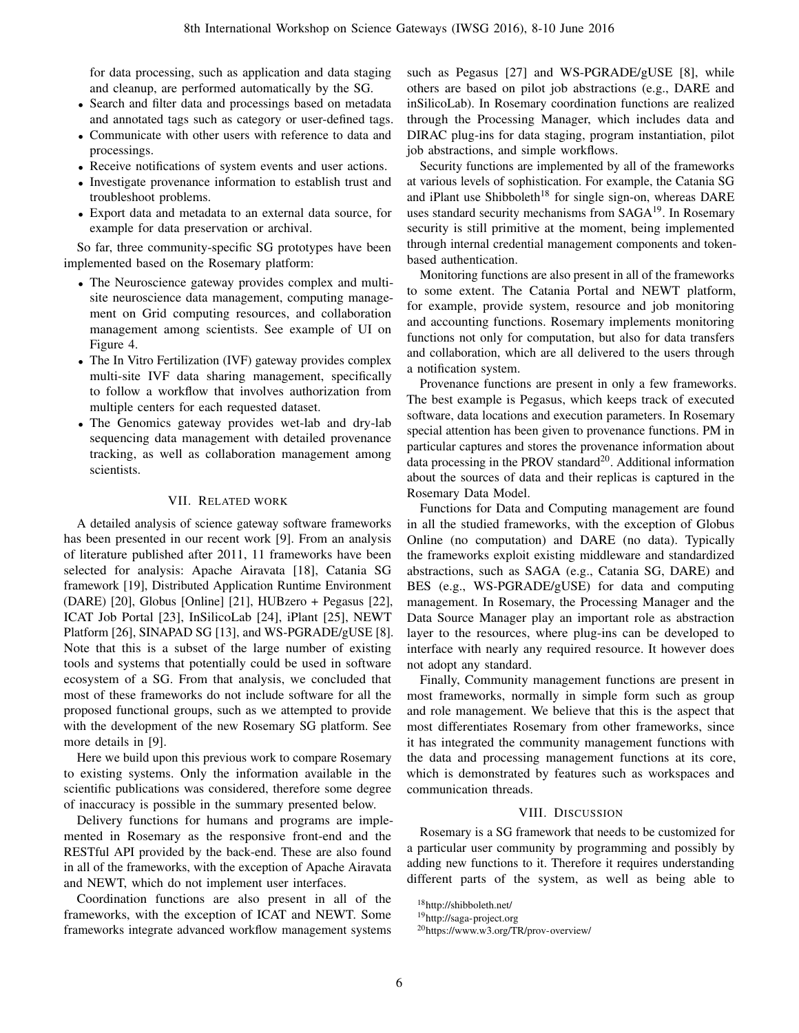for data processing, such as application and data staging and cleanup, are performed automatically by the SG.
- Search and filter data and processings based on metadata and annotated tags such as category or user-defined tags.
- Communicate with other users with reference to data and processings.
- Receive notifications of system events and user actions.
- Investigate provenance information to establish trust and troubleshoot problems.
- Export data and metadata to an external data source, for example for data preservation or archival.

So far, three community-specific SG prototypes have been implemented based on the Rosemary platform:

- The Neuroscience gateway provides complex and multi-site neuroscience data management, computing management on Grid computing resources, and collaboration management among scientists. See example of UI on Figure 4.
- The In Vitro Fertilization (IVF) gateway provides complex multi-site IVF data sharing management, specifically to follow a workflow that involves authorization from multiple centers for each requested dataset.
- The Genomics gateway provides wet-lab and dry-lab sequencing data management with detailed provenance tracking, as well as collaboration management among scientists.

## VII. Related work

A detailed analysis of science gateway software frameworks has been presented in our recent work [9]. From an analysis of literature published after 2011, 11 frameworks have been selected for analysis: Apache Airavata [18], Catania SG framework [19], Distributed Application Runtime Environment (DARE) [20], Globus [Online] [21], HUBzero + Pegasus [22], ICAT Job Portal [23], InSilicoLab [24], iPlant [25], NEWT Platform [26], SINAPAD SG [13], and WS-PGRADE/gUSE [8]. Note that this is a subset of the large number of existing tools and systems that potentially could be used in software ecosystem of a SG. From that analysis, we concluded that most of these frameworks do not include software for all the proposed functional groups, such as we attempted to provide with the development of the new Rosemary SG platform. See more details in [9].

Here we build upon this previous work to compare Rosemary to existing systems. Only the information available in the scientific publications was considered, therefore some degree of inaccuracy is possible in the summary presented below.

Delivery functions for humans and programs are implemented in Rosemary as the responsive front-end and the RESTful API provided by the back-end. These are also found in all of the frameworks, with the exception of Apache Airavata and NEWT, which do not implement user interfaces.

Coordination functions are also present in all of the frameworks, with the exception of ICAT and NEWT. Some frameworks integrate advanced workflow management systems such as Pegasus [27] and WS-PGRADE/gUSE [8], while others are based on pilot job abstractions (e.g., DARE and inSilicoLab). In Rosemary coordination functions are realized through the Processing Manager, which includes data and DIRAC plug-ins for data staging, program instantiation, pilot job abstractions, and simple workflows.

Security functions are implemented by all of the frameworks at various levels of sophistication. For example, the Catania SG and iPlant use Shibboleth[18] for single sign-on, whereas DARE uses standard security mechanisms from SAGA[19]. In Rosemary security is still primitive at the moment, being implemented through internal credential management components and token-based authentication.

Monitoring functions are also present in all of the frameworks to some extent. The Catania Portal and NEWT platform, for example, provide system, resource and job monitoring and accounting functions. Rosemary implements monitoring functions not only for computation, but also for data transfers and collaboration, which are all delivered to the users through a notification system.

Provenance functions are present in only a few frameworks. The best example is Pegasus, which keeps track of executed software, data locations and execution parameters. In Rosemary special attention has been given to provenance functions. PM in particular captures and stores the provenance information about data processing in the PROV standard[20]. Additional information about the sources of data and their replicas is captured in the Rosemary Data Model.

Functions for Data and Computing management are found in all the studied frameworks, with the exception of Globus Online (no computation) and DARE (no data). Typically the frameworks exploit existing middleware and standardized abstractions, such as SAGA (e.g., Catania SG, DARE) and BES (e.g., WS-PGRADE/gUSE) for data and computing management. In Rosemary, the Processing Manager and the Data Source Manager play an important role as abstraction layer to the resources, where plug-ins can be developed to interface with nearly any required resource. It however does not adopt any standard.

Finally, Community management functions are present in most frameworks, normally in simple form such as group and role management. We believe that this is the aspect that most differentiates Rosemary from other frameworks, since it has integrated the community management functions with the data and processing management functions at its core, which is demonstrated by features such as workspaces and communication threads.

## VIII. Discussion

Rosemary is a SG framework that needs to be customized for a particular user community by programming and possibly by adding new functions to it. Therefore it requires understanding different parts of the system, as well as being able to

[18]http://shibboleth.net/

[19]http://saga-project.org

[20]https://www.w3.org/TR/prov-overview/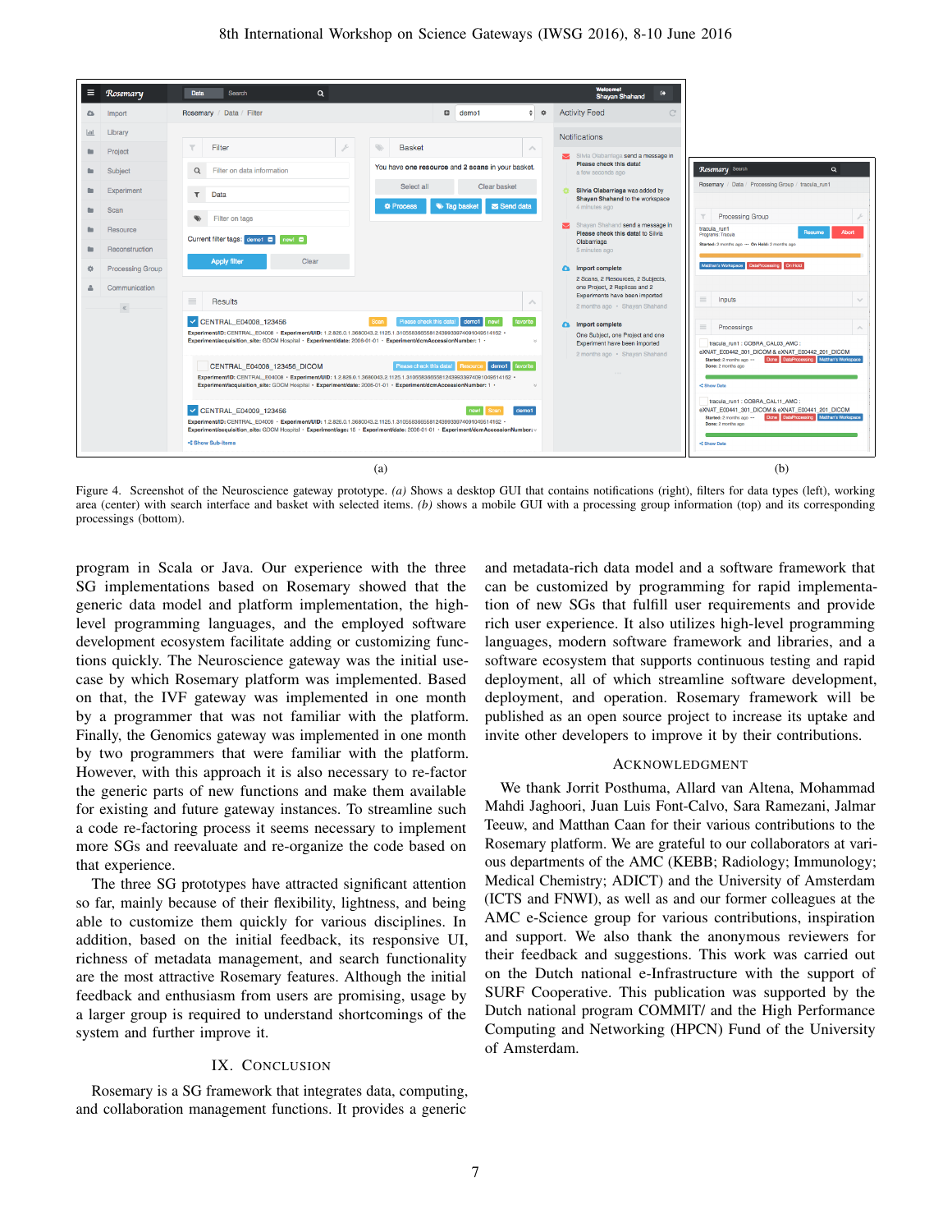(a)

(b)

Figure 4. Screenshot of the Neuroscience gateway prototype. *(a)* Shows a desktop GUI that contains notifications (right), filters for data types (left), working area (center) with search interface and basket with selected items. *(b)* shows a mobile GUI with a processing group information (top) and its corresponding processings (bottom).

program in Scala or Java. Our experience with the three SG implementations based on Rosemary showed that the generic data model and platform implementation, the high-level programming languages, and the employed software development ecosystem facilitate adding or customizing functions quickly. The Neuroscience gateway was the initial use-case by which Rosemary platform was implemented. Based on that, the IVF gateway was implemented in one month by a programmer that was not familiar with the platform. Finally, the Genomics gateway was implemented in one month by two programmers that were familiar with the platform. However, with this approach it is also necessary to re-factor the generic parts of new functions and make them available for existing and future gateway instances. To streamline such a code re-factoring process it seems necessary to implement more SGs and reevaluate and re-organize the code based on that experience.

The three SG prototypes have attracted significant attention so far, mainly because of their flexibility, lightness, and being able to customize them quickly for various disciplines. In addition, based on the initial feedback, its responsive UI, richness of metadata management, and search functionality are the most attractive Rosemary features. Although the initial feedback and enthusiasm from users are promising, usage by a larger group is required to understand shortcomings of the system and further improve it.

## IX. Conclusion

Rosemary is a SG framework that integrates data, computing, and collaboration management functions. It provides a generic and metadata-rich data model and a software framework that can be customized by programming for rapid implementation of new SGs that fulfill user requirements and provide rich user experience. It also utilizes high-level programming languages, modern software framework and libraries, and a software ecosystem that supports continuous testing and rapid deployment, all of which streamline software development, deployment, and operation. Rosemary framework will be published as an open source project to increase its uptake and invite other developers to improve it by their contributions.

## Acknowledgment

We thank Jorrit Posthuma, Allard van Altena, Mohammad Mahdi Jaghoori, Juan Luis Font-Calvo, Sara Ramezani, Jalmar Teeuw, and Matthan Caan for their various contributions to the Rosemary platform. We are grateful to our collaborators at various departments of the AMC (KEBB; Radiology; Immunology; Medical Chemistry; ADICT) and the University of Amsterdam (ICTS and FNWI), as well as and our former colleagues at the AMC e-Science group for various contributions, inspiration and support. We also thank the anonymous reviewers for their feedback and suggestions. This work was carried out on the Dutch national e-Infrastructure with the support of SURF Cooperative. This publication was supported by the Dutch national program COMMIT/ and the High Performance Computing and Networking (HPCN) Fund of the University of Amsterdam.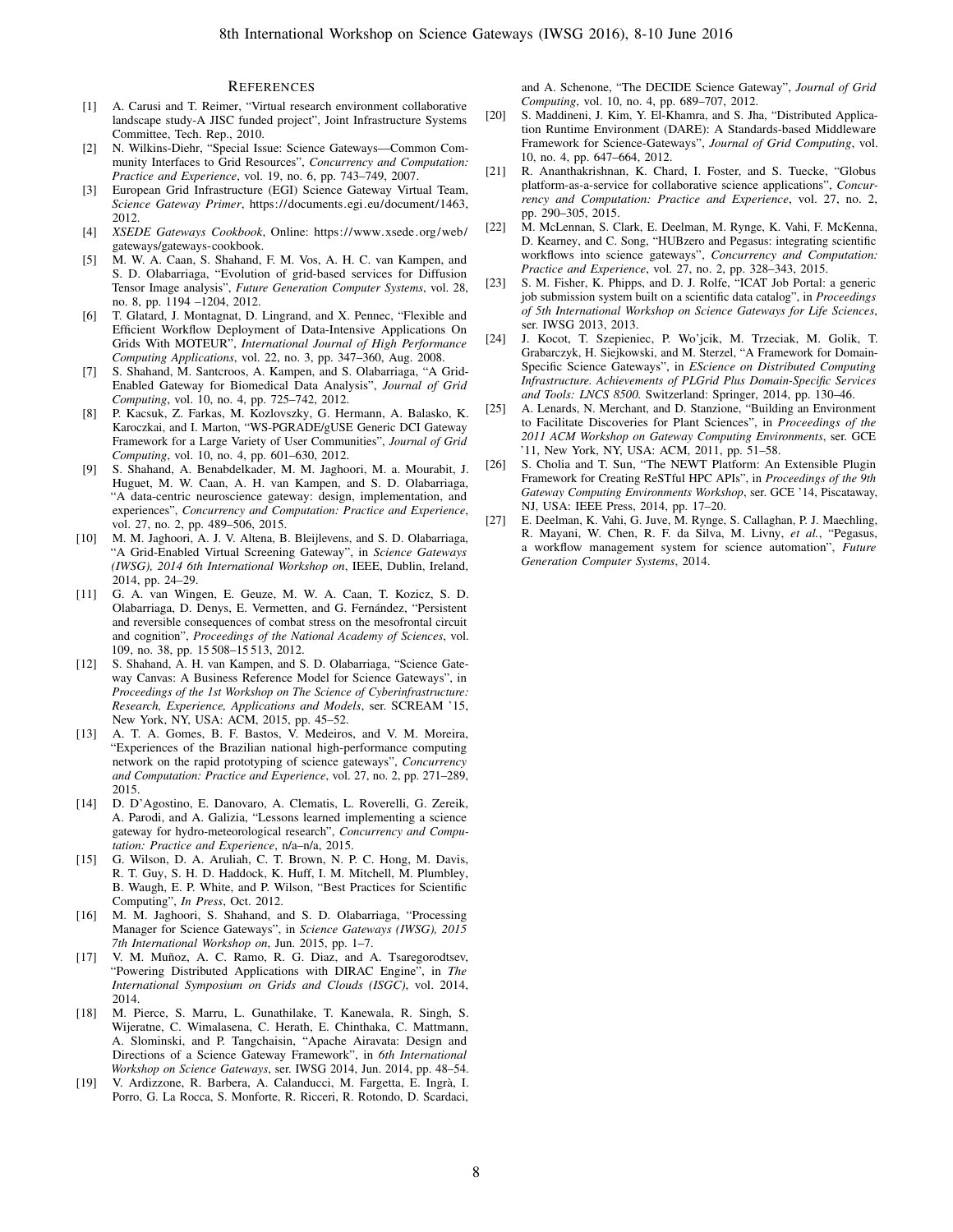## References

[1] A. Carusi and T. Reimer, "Virtual research environment collaborative landscape study-A JISC funded project", Joint Infrastructure Systems Committee, Tech. Rep., 2010.

[2] N. Wilkins-Diehr, "Special Issue: Science Gateways—Common Community Interfaces to Grid Resources", *Concurrency and Computation: Practice and Experience*, vol. 19, no. 6, pp. 743–749, 2007.

[3] European Grid Infrastructure (EGI) Science Gateway Virtual Team, *Science Gateway Primer*, https://documents.egi.eu/document/1463, 2012.

[4] *XSEDE Gateways Cookbook*, Online: https://www.xsede.org/web/gateways/gateways-cookbook.

[5] M. W. A. Caan, S. Shahand, F. M. Vos, A. H. C. van Kampen, and S. D. Olabarriaga, "Evolution of grid-based services for Diffusion Tensor Image analysis", *Future Generation Computer Systems*, vol. 28, no. 8, pp. 1194 –1204, 2012.

[6] T. Glatard, J. Montagnat, D. Lingrand, and X. Pennec, "Flexible and Efficient Workflow Deployment of Data-Intensive Applications On Grids With MOTEUR", *International Journal of High Performance Computing Applications*, vol. 22, no. 3, pp. 347–360, Aug. 2008.

[7] S. Shahand, M. Santcroos, A. Kampen, and S. Olabarriaga, "A Grid-Enabled Gateway for Biomedical Data Analysis", *Journal of Grid Computing*, vol. 10, no. 4, pp. 725–742, 2012.

[8] P. Kacsuk, Z. Farkas, M. Kozlovszky, G. Hermann, A. Balasko, K. Karoczkai, and I. Marton, "WS-PGRADE/gUSE Generic DCI Gateway Framework for a Large Variety of User Communities", *Journal of Grid Computing*, vol. 10, no. 4, pp. 601–630, 2012.

[9] S. Shahand, A. Benabdelkader, M. M. Jaghoori, M. a. Mourabit, J. Huguet, M. W. Caan, A. H. van Kampen, and S. D. Olabarriaga, "A data-centric neuroscience gateway: design, implementation, and experiences", *Concurrency and Computation: Practice and Experience*, vol. 27, no. 2, pp. 489–506, 2015.

[10] M. M. Jaghoori, A. J. V. Altena, B. Bleijlevens, and S. D. Olabarriaga, "A Grid-Enabled Virtual Screening Gateway", in *Science Gateways (IWSG), 2014 6th International Workshop on*, IEEE, Dublin, Ireland, 2014, pp. 24–29.

[11] G. A. van Wingen, E. Geuze, M. W. A. Caan, T. Kozicz, S. D. Olabarriaga, D. Denys, E. Vermetten, and G. Fernández, "Persistent and reversible consequences of combat stress on the mesofrontal circuit and cognition", *Proceedings of the National Academy of Sciences*, vol. 109, no. 38, pp. 15 508–15 513, 2012.

[12] S. Shahand, A. H. van Kampen, and S. D. Olabarriaga, "Science Gateway Canvas: A Business Reference Model for Science Gateways", in *Proceedings of the 1st Workshop on The Science of Cyberinfrastructure: Research, Experience, Applications and Models*, ser. SCREAM '15, New York, NY, USA: ACM, 2015, pp. 45–52.

[13] A. T. A. Gomes, B. F. Bastos, V. Medeiros, and V. M. Moreira, "Experiences of the Brazilian national high-performance computing network on the rapid prototyping of science gateways", *Concurrency and Computation: Practice and Experience*, vol. 27, no. 2, pp. 271–289, 2015.

[14] D. D'Agostino, E. Danovaro, A. Clematis, L. Roverelli, G. Zereik, A. Parodi, and A. Galizia, "Lessons learned implementing a science gateway for hydro-meteorological research", *Concurrency and Computation: Practice and Experience*, n/a–n/a, 2015.

[15] G. Wilson, D. A. Aruliah, C. T. Brown, N. P. C. Hong, M. Davis, R. T. Guy, S. H. D. Haddock, K. Huff, I. M. Mitchell, M. Plumbley, B. Waugh, E. P. White, and P. Wilson, "Best Practices for Scientific Computing", *In Press*, Oct. 2012.

[16] M. M. Jaghoori, S. Shahand, and S. D. Olabarriaga, "Processing Manager for Science Gateways", in *Science Gateways (IWSG), 2015 7th International Workshop on*, Jun. 2015, pp. 1–7.

[17] V. M. Muñoz, A. C. Ramo, R. G. Diaz, and A. Tsaregorodtsev, "Powering Distributed Applications with DIRAC Engine", in *The International Symposium on Grids and Clouds (ISGC)*, vol. 2014, 2014.

[18] M. Pierce, S. Marru, L. Gunathilake, T. Kanewala, R. Singh, S. Wijeratne, C. Wimalasena, C. Herath, E. Chinthaka, C. Mattmann, A. Slominski, and P. Tangchaisin, "Apache Airavata: Design and Directions of a Science Gateway Framework", in *6th International Workshop on Science Gateways*, ser. IWSG 2014, Jun. 2014, pp. 48–54.

[19] V. Ardizzone, R. Barbera, A. Calanducci, M. Fargetta, E. Ingrà, I. Porro, G. La Rocca, S. Monforte, R. Ricceri, R. Rotondo, D. Scardaci, and A. Schenone, "The DECIDE Science Gateway", *Journal of Grid Computing*, vol. 10, no. 4, pp. 689–707, 2012.

[20] S. Maddineni, J. Kim, Y. El-Khamra, and S. Jha, "Distributed Application Runtime Environment (DARE): A Standards-based Middleware Framework for Science-Gateways", *Journal of Grid Computing*, vol. 10, no. 4, pp. 647–664, 2012.

[21] R. Ananthakrishnan, K. Chard, I. Foster, and S. Tuecke, "Globus platform-as-a-service for collaborative science applications", *Concurrency and Computation: Practice and Experience*, vol. 27, no. 2, pp. 290–305, 2015.

[22] M. McLennan, S. Clark, E. Deelman, M. Rynge, K. Vahi, F. McKenna, D. Kearney, and C. Song, "HUBzero and Pegasus: integrating scientific workflows into science gateways", *Concurrency and Computation: Practice and Experience*, vol. 27, no. 2, pp. 328–343, 2015.

[23] S. M. Fisher, K. Phipps, and D. J. Rolfe, "ICAT Job Portal: a generic job submission system built on a scientific data catalog", in *Proceedings of 5th International Workshop on Science Gateways for Life Sciences*, ser. IWSG 2013, 2013.

[24] J. Kocot, T. Szepieniec, P. Wo'jcik, M. Trzeciak, M. Golik, T. Grabarczyk, H. Siejkowski, and M. Sterzel, "A Framework for Domain-Specific Science Gateways", in *EScience on Distributed Computing Infrastructure. Achievements of PLGrid Plus Domain-Specific Services and Tools: LNCS 8500.* Switzerland: Springer, 2014, pp. 130–46.

[25] A. Lenards, N. Merchant, and D. Stanzione, "Building an Environment to Facilitate Discoveries for Plant Sciences", in *Proceedings of the 2011 ACM Workshop on Gateway Computing Environments*, ser. GCE '11, New York, NY, USA: ACM, 2011, pp. 51–58.

[26] S. Cholia and T. Sun, "The NEWT Platform: An Extensible Plugin Framework for Creating ReSTful HPC APIs", in *Proceedings of the 9th Gateway Computing Environments Workshop*, ser. GCE '14, Piscataway, NJ, USA: IEEE Press, 2014, pp. 17–20.

[27] E. Deelman, K. Vahi, G. Juve, M. Rynge, S. Callaghan, P. J. Maechling, R. Mayani, W. Chen, R. F. da Silva, M. Livny, *et al.*, "Pegasus, a workflow management system for science automation", *Future Generation Computer Systems*, 2014.